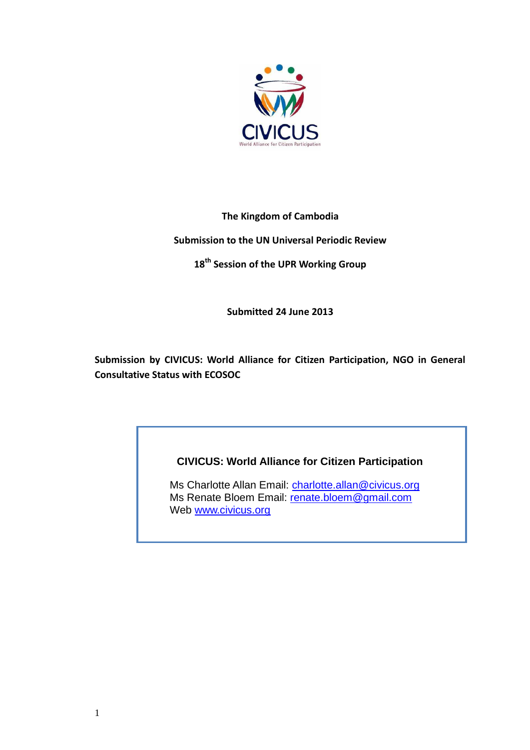CIVICUS

World Alliance for Citizen Participation

**The Kingdom of Cambodia**

**Submission to the UN Universal Periodic Review**

**18th Session of the UPR Working Group**

**Submitted 24 June 2013**

**Submission by CIVICUS: World Alliance for Citizen Participation, NGO in General Consultative Status with ECOSOC**

**CIVICUS: World Alliance for Citizen Participation**

Ms Charlotte Allan Email: charlotte.allan@civicus.org
Ms Renate Bloem Email: renate.bloem@gmail.com
Web www.civicus.org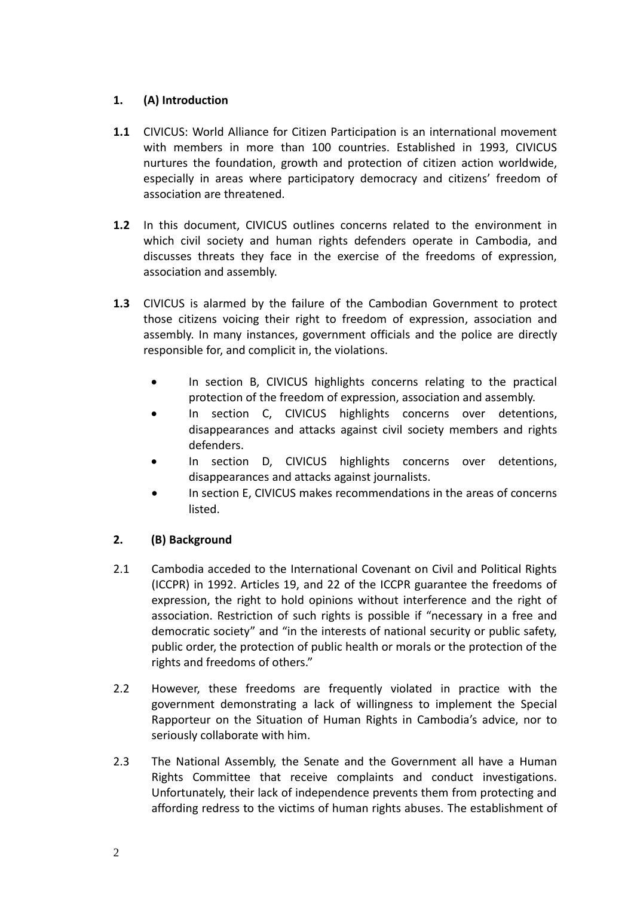## 1. (A) Introduction

**1.1** CIVICUS: World Alliance for Citizen Participation is an international movement with members in more than 100 countries. Established in 1993, CIVICUS nurtures the foundation, growth and protection of citizen action worldwide, especially in areas where participatory democracy and citizens' freedom of association are threatened.

**1.2** In this document, CIVICUS outlines concerns related to the environment in which civil society and human rights defenders operate in Cambodia, and discusses threats they face in the exercise of the freedoms of expression, association and assembly.

**1.3** CIVICUS is alarmed by the failure of the Cambodian Government to protect those citizens voicing their right to freedom of expression, association and assembly. In many instances, government officials and the police are directly responsible for, and complicit in, the violations.

- In section B, CIVICUS highlights concerns relating to the practical protection of the freedom of expression, association and assembly.
- In section C, CIVICUS highlights concerns over detentions, disappearances and attacks against civil society members and rights defenders.
- In section D, CIVICUS highlights concerns over detentions, disappearances and attacks against journalists.
- In section E, CIVICUS makes recommendations in the areas of concerns listed.

## 2. (B) Background

2.1 Cambodia acceded to the International Covenant on Civil and Political Rights (ICCPR) in 1992. Articles 19, and 22 of the ICCPR guarantee the freedoms of expression, the right to hold opinions without interference and the right of association. Restriction of such rights is possible if "necessary in a free and democratic society" and "in the interests of national security or public safety, public order, the protection of public health or morals or the protection of the rights and freedoms of others."

2.2 However, these freedoms are frequently violated in practice with the government demonstrating a lack of willingness to implement the Special Rapporteur on the Situation of Human Rights in Cambodia's advice, nor to seriously collaborate with him.

2.3 The National Assembly, the Senate and the Government all have a Human Rights Committee that receive complaints and conduct investigations. Unfortunately, their lack of independence prevents them from protecting and affording redress to the victims of human rights abuses. The establishment of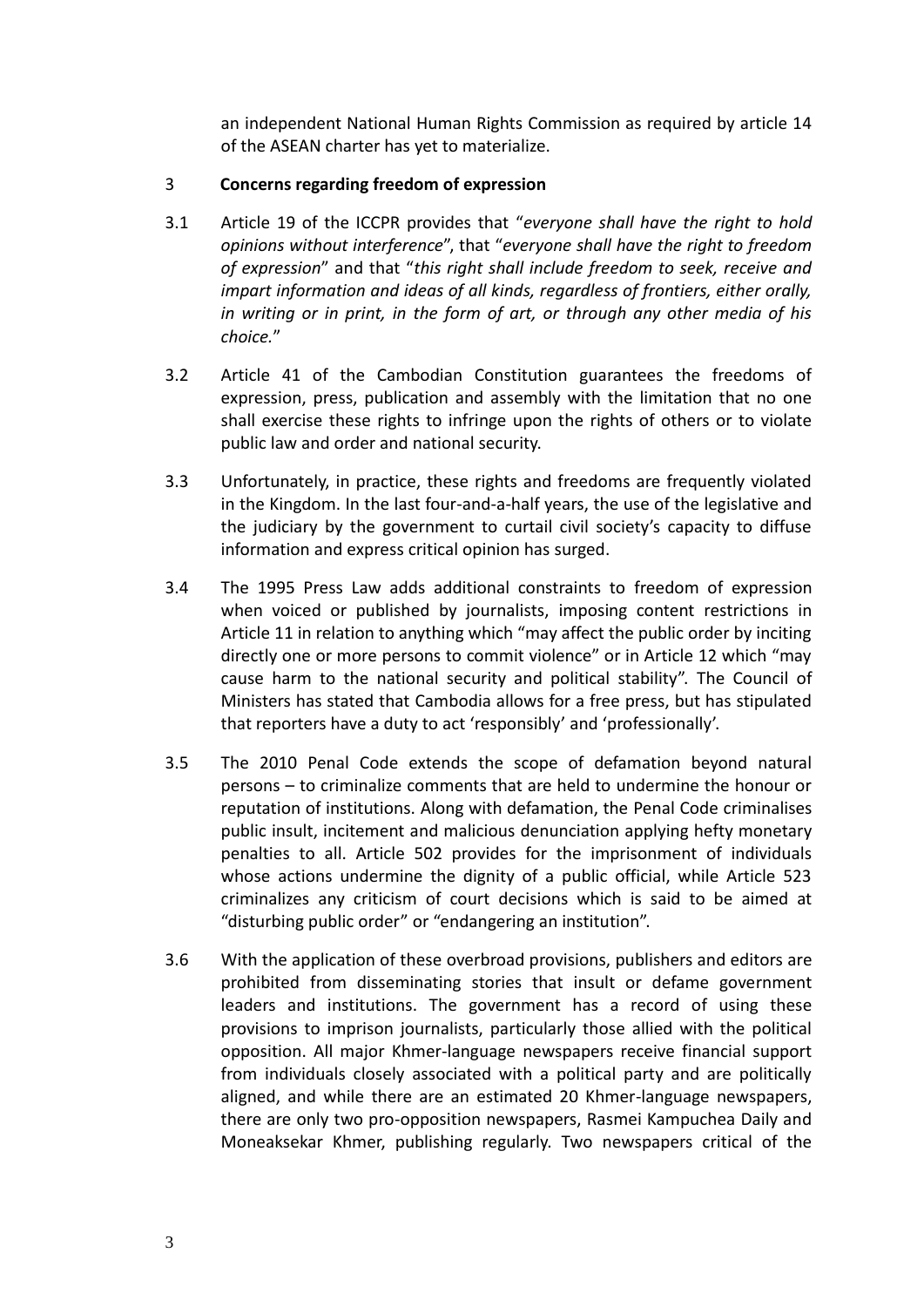an independent National Human Rights Commission as required by article 14 of the ASEAN charter has yet to materialize.

## 3 Concerns regarding freedom of expression

3.1 Article 19 of the ICCPR provides that "*everyone shall have the right to hold opinions without interference*", that "*everyone shall have the right to freedom of expression*" and that "*this right shall include freedom to seek, receive and impart information and ideas of all kinds, regardless of frontiers, either orally, in writing or in print, in the form of art, or through any other media of his choice.*"

3.2 Article 41 of the Cambodian Constitution guarantees the freedoms of expression, press, publication and assembly with the limitation that no one shall exercise these rights to infringe upon the rights of others or to violate public law and order and national security.

3.3 Unfortunately, in practice, these rights and freedoms are frequently violated in the Kingdom. In the last four-and-a-half years, the use of the legislative and the judiciary by the government to curtail civil society's capacity to diffuse information and express critical opinion has surged.

3.4 The 1995 Press Law adds additional constraints to freedom of expression when voiced or published by journalists, imposing content restrictions in Article 11 in relation to anything which "may affect the public order by inciting directly one or more persons to commit violence" or in Article 12 which "may cause harm to the national security and political stability". The Council of Ministers has stated that Cambodia allows for a free press, but has stipulated that reporters have a duty to act 'responsibly' and 'professionally'.

3.5 The 2010 Penal Code extends the scope of defamation beyond natural persons – to criminalize comments that are held to undermine the honour or reputation of institutions. Along with defamation, the Penal Code criminalises public insult, incitement and malicious denunciation applying hefty monetary penalties to all. Article 502 provides for the imprisonment of individuals whose actions undermine the dignity of a public official, while Article 523 criminalizes any criticism of court decisions which is said to be aimed at "disturbing public order" or "endangering an institution".

3.6 With the application of these overbroad provisions, publishers and editors are prohibited from disseminating stories that insult or defame government leaders and institutions. The government has a record of using these provisions to imprison journalists, particularly those allied with the political opposition. All major Khmer-language newspapers receive financial support from individuals closely associated with a political party and are politically aligned, and while there are an estimated 20 Khmer-language newspapers, there are only two pro-opposition newspapers, Rasmei Kampuchea Daily and Moneaksekar Khmer, publishing regularly. Two newspapers critical of the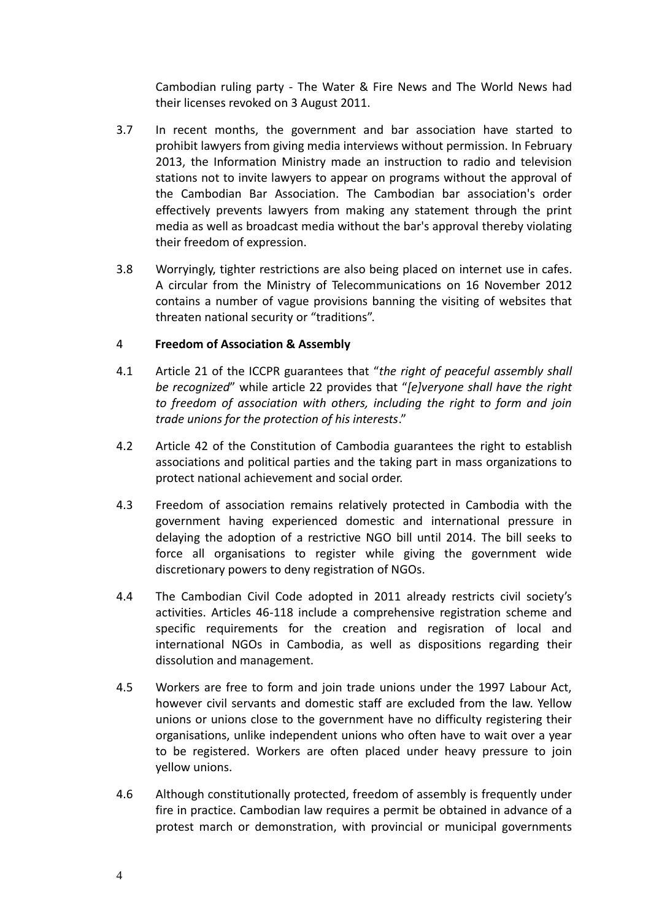Cambodian ruling party - The Water & Fire News and The World News had their licenses revoked on 3 August 2011.

3.7 In recent months, the government and bar association have started to prohibit lawyers from giving media interviews without permission. In February 2013, the Information Ministry made an instruction to radio and television stations not to invite lawyers to appear on programs without the approval of the Cambodian Bar Association. The Cambodian bar association's order effectively prevents lawyers from making any statement through the print media as well as broadcast media without the bar's approval thereby violating their freedom of expression.

3.8 Worryingly, tighter restrictions are also being placed on internet use in cafes. A circular from the Ministry of Telecommunications on 16 November 2012 contains a number of vague provisions banning the visiting of websites that threaten national security or "traditions".

## 4 Freedom of Association & Assembly

4.1 Article 21 of the ICCPR guarantees that "*the right of peaceful assembly shall be recognized*" while article 22 provides that "*[e]veryone shall have the right to freedom of association with others, including the right to form and join trade unions for the protection of his interests*."

4.2 Article 42 of the Constitution of Cambodia guarantees the right to establish associations and political parties and the taking part in mass organizations to protect national achievement and social order.

4.3 Freedom of association remains relatively protected in Cambodia with the government having experienced domestic and international pressure in delaying the adoption of a restrictive NGO bill until 2014. The bill seeks to force all organisations to register while giving the government wide discretionary powers to deny registration of NGOs.

4.4 The Cambodian Civil Code adopted in 2011 already restricts civil society's activities. Articles 46-118 include a comprehensive registration scheme and specific requirements for the creation and regisration of local and international NGOs in Cambodia, as well as dispositions regarding their dissolution and management.

4.5 Workers are free to form and join trade unions under the 1997 Labour Act, however civil servants and domestic staff are excluded from the law. Yellow unions or unions close to the government have no difficulty registering their organisations, unlike independent unions who often have to wait over a year to be registered. Workers are often placed under heavy pressure to join yellow unions.

4.6 Although constitutionally protected, freedom of assembly is frequently under fire in practice. Cambodian law requires a permit be obtained in advance of a protest march or demonstration, with provincial or municipal governments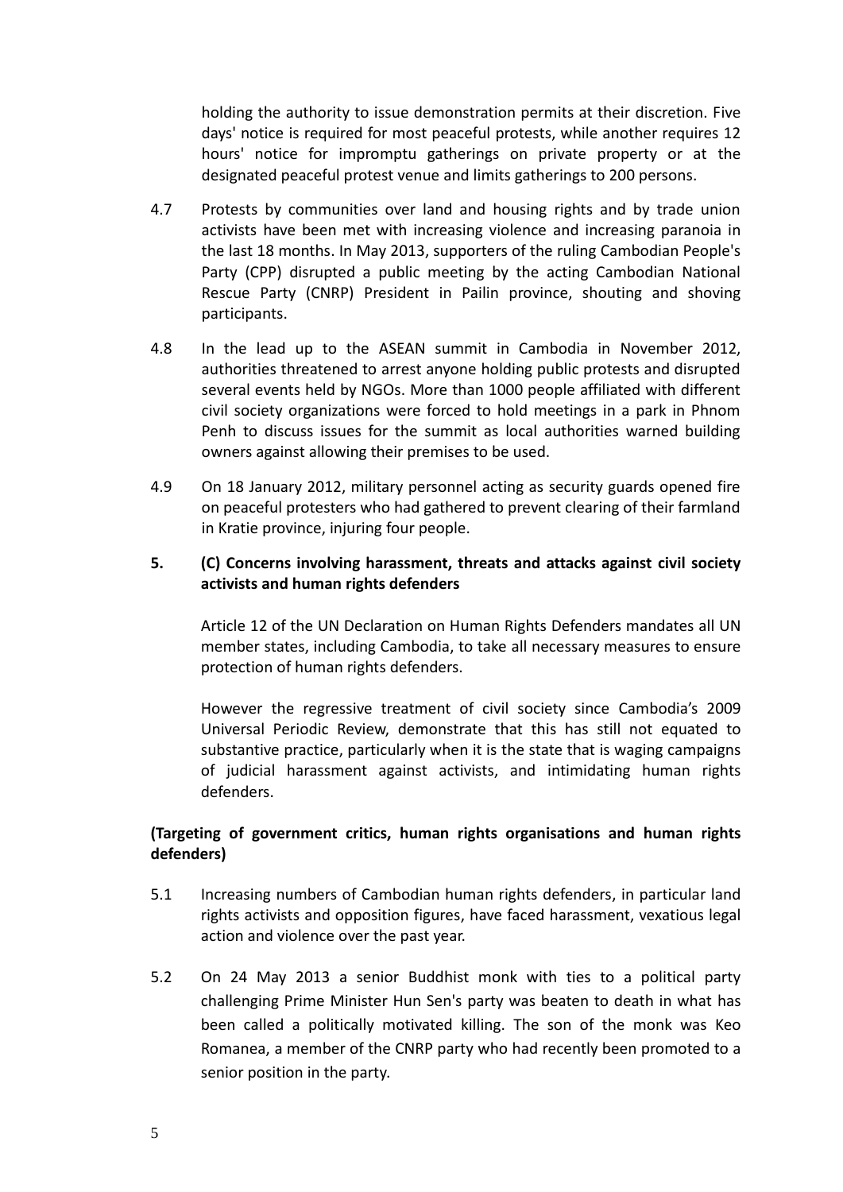holding the authority to issue demonstration permits at their discretion. Five days' notice is required for most peaceful protests, while another requires 12 hours' notice for impromptu gatherings on private property or at the designated peaceful protest venue and limits gatherings to 200 persons.

4.7 Protests by communities over land and housing rights and by trade union activists have been met with increasing violence and increasing paranoia in the last 18 months. In May 2013, supporters of the ruling Cambodian People's Party (CPP) disrupted a public meeting by the acting Cambodian National Rescue Party (CNRP) President in Pailin province, shouting and shoving participants.

4.8 In the lead up to the ASEAN summit in Cambodia in November 2012, authorities threatened to arrest anyone holding public protests and disrupted several events held by NGOs. More than 1000 people affiliated with different civil society organizations were forced to hold meetings in a park in Phnom Penh to discuss issues for the summit as local authorities warned building owners against allowing their premises to be used.

4.9 On 18 January 2012, military personnel acting as security guards opened fire on peaceful protesters who had gathered to prevent clearing of their farmland in Kratie province, injuring four people.

**5. (C) Concerns involving harassment, threats and attacks against civil society activists and human rights defenders**

Article 12 of the UN Declaration on Human Rights Defenders mandates all UN member states, including Cambodia, to take all necessary measures to ensure protection of human rights defenders.

However the regressive treatment of civil society since Cambodia's 2009 Universal Periodic Review, demonstrate that this has still not equated to substantive practice, particularly when it is the state that is waging campaigns of judicial harassment against activists, and intimidating human rights defenders.

**(Targeting of government critics, human rights organisations and human rights defenders)**

5.1 Increasing numbers of Cambodian human rights defenders, in particular land rights activists and opposition figures, have faced harassment, vexatious legal action and violence over the past year.

5.2 On 24 May 2013 a senior Buddhist monk with ties to a political party challenging Prime Minister Hun Sen's party was beaten to death in what has been called a politically motivated killing. The son of the monk was Keo Romanea, a member of the CNRP party who had recently been promoted to a senior position in the party.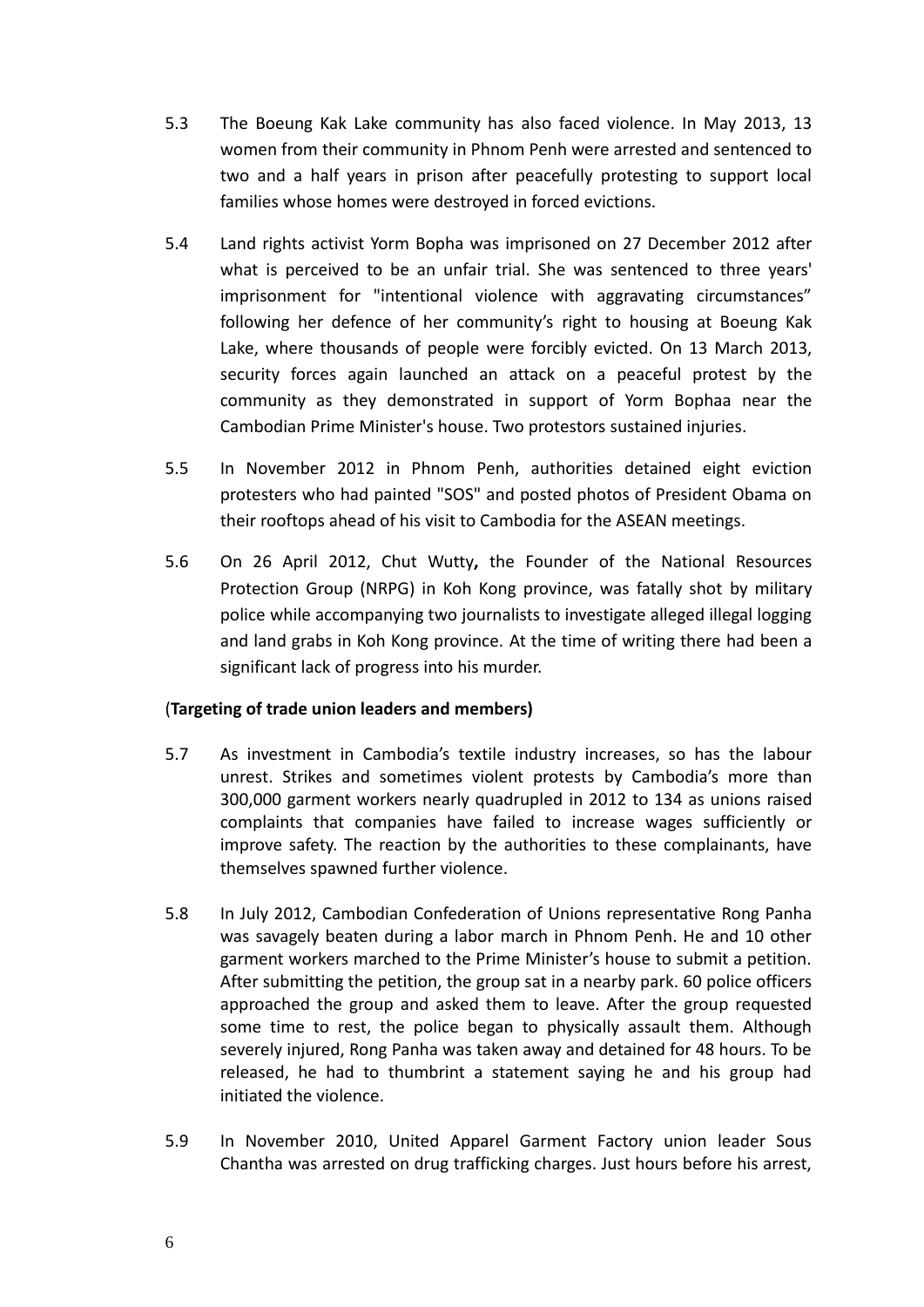5.3 The Boeung Kak Lake community has also faced violence. In May 2013, 13 women from their community in Phnom Penh were arrested and sentenced to two and a half years in prison after peacefully protesting to support local families whose homes were destroyed in forced evictions.

5.4 Land rights activist Yorm Bopha was imprisoned on 27 December 2012 after what is perceived to be an unfair trial. She was sentenced to three years' imprisonment for "intentional violence with aggravating circumstances" following her defence of her community's right to housing at Boeung Kak Lake, where thousands of people were forcibly evicted. On 13 March 2013, security forces again launched an attack on a peaceful protest by the community as they demonstrated in support of Yorm Bophaa near the Cambodian Prime Minister's house. Two protestors sustained injuries.

5.5 In November 2012 in Phnom Penh, authorities detained eight eviction protesters who had painted "SOS" and posted photos of President Obama on their rooftops ahead of his visit to Cambodia for the ASEAN meetings.

5.6 On 26 April 2012, Chut Wutty**,** the Founder of the National Resources Protection Group (NRPG) in Koh Kong province, was fatally shot by military police while accompanying two journalists to investigate alleged illegal logging and land grabs in Koh Kong province. At the time of writing there had been a significant lack of progress into his murder.

(**Targeting of trade union leaders and members)**

5.7 As investment in Cambodia's textile industry increases, so has the labour unrest. Strikes and sometimes violent protests by Cambodia's more than 300,000 garment workers nearly quadrupled in 2012 to 134 as unions raised complaints that companies have failed to increase wages sufficiently or improve safety. The reaction by the authorities to these complainants, have themselves spawned further violence.

5.8 In July 2012, Cambodian Confederation of Unions representative Rong Panha was savagely beaten during a labor march in Phnom Penh. He and 10 other garment workers marched to the Prime Minister's house to submit a petition. After submitting the petition, the group sat in a nearby park. 60 police officers approached the group and asked them to leave. After the group requested some time to rest, the police began to physically assault them. Although severely injured, Rong Panha was taken away and detained for 48 hours. To be released, he had to thumbrint a statement saying he and his group had initiated the violence.

5.9 In November 2010, United Apparel Garment Factory union leader Sous Chantha was arrested on drug trafficking charges. Just hours before his arrest,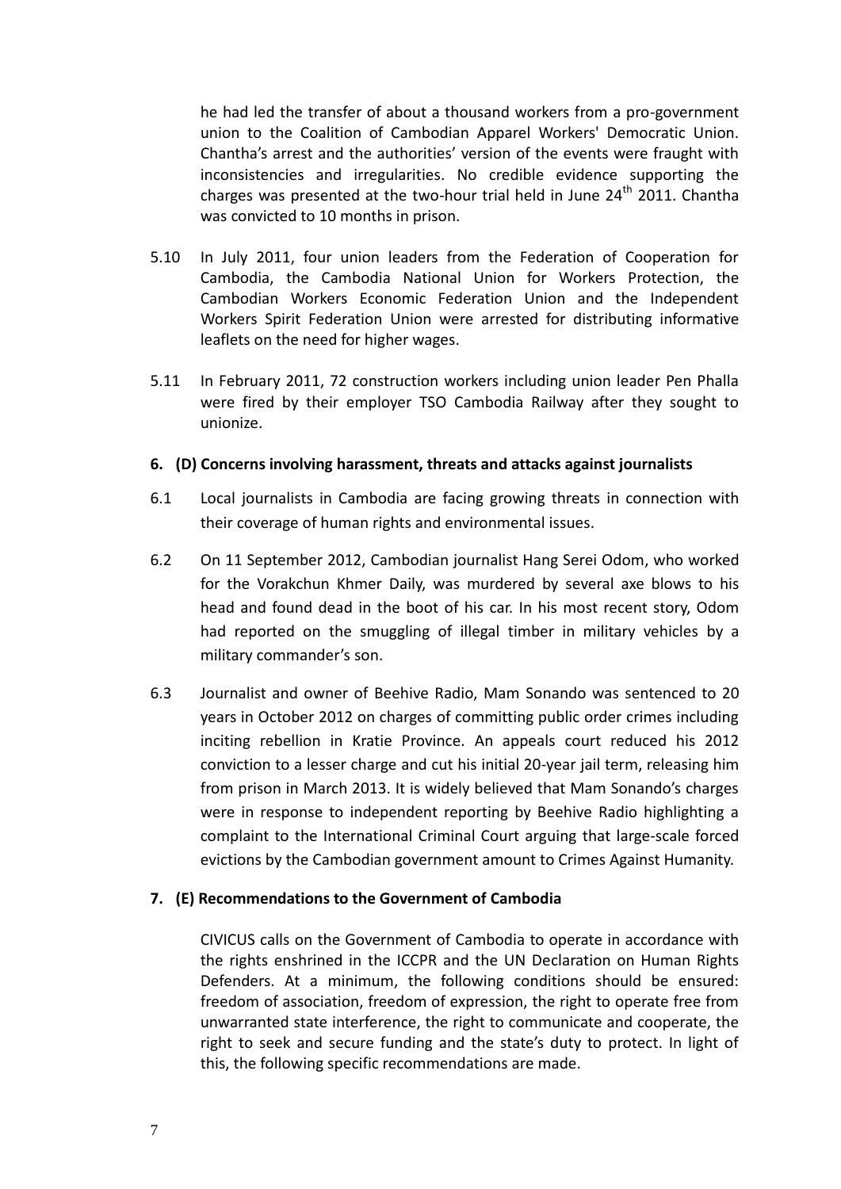he had led the transfer of about a thousand workers from a pro-government union to the Coalition of Cambodian Apparel Workers' Democratic Union. Chantha's arrest and the authorities' version of the events were fraught with inconsistencies and irregularities. No credible evidence supporting the charges was presented at the two-hour trial held in June 24th 2011. Chantha was convicted to 10 months in prison.

5.10 In July 2011, four union leaders from the Federation of Cooperation for Cambodia, the Cambodia National Union for Workers Protection, the Cambodian Workers Economic Federation Union and the Independent Workers Spirit Federation Union were arrested for distributing informative leaflets on the need for higher wages.

5.11 In February 2011, 72 construction workers including union leader Pen Phalla were fired by their employer TSO Cambodia Railway after they sought to unionize.

## 6. (D) Concerns involving harassment, threats and attacks against journalists

6.1 Local journalists in Cambodia are facing growing threats in connection with their coverage of human rights and environmental issues.

6.2 On 11 September 2012, Cambodian journalist Hang Serei Odom, who worked for the Vorakchun Khmer Daily, was murdered by several axe blows to his head and found dead in the boot of his car. In his most recent story, Odom had reported on the smuggling of illegal timber in military vehicles by a military commander's son.

6.3 Journalist and owner of Beehive Radio, Mam Sonando was sentenced to 20 years in October 2012 on charges of committing public order crimes including inciting rebellion in Kratie Province. An appeals court reduced his 2012 conviction to a lesser charge and cut his initial 20-year jail term, releasing him from prison in March 2013. It is widely believed that Mam Sonando's charges were in response to independent reporting by Beehive Radio highlighting a complaint to the International Criminal Court arguing that large-scale forced evictions by the Cambodian government amount to Crimes Against Humanity.

## 7. (E) Recommendations to the Government of Cambodia

CIVICUS calls on the Government of Cambodia to operate in accordance with the rights enshrined in the ICCPR and the UN Declaration on Human Rights Defenders. At a minimum, the following conditions should be ensured: freedom of association, freedom of expression, the right to operate free from unwarranted state interference, the right to communicate and cooperate, the right to seek and secure funding and the state's duty to protect. In light of this, the following specific recommendations are made.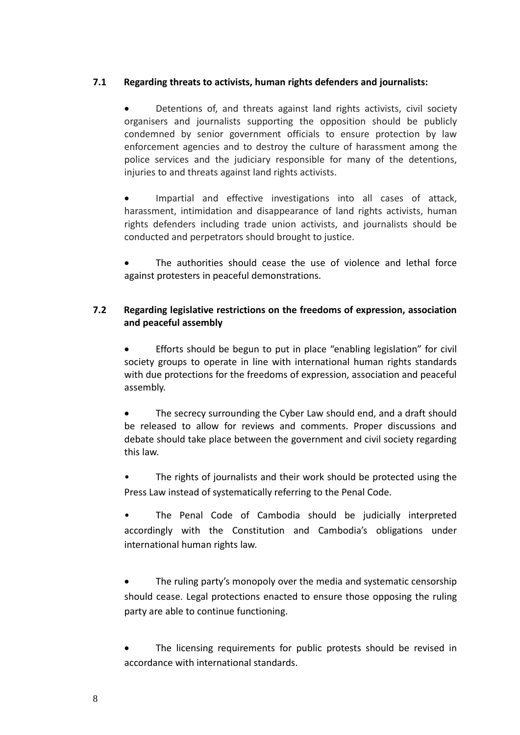### 7.1 Regarding threats to activists, human rights defenders and journalists:

- Detentions of, and threats against land rights activists, civil society organisers and journalists supporting the opposition should be publicly condemned by senior government officials to ensure protection by law enforcement agencies and to destroy the culture of harassment among the police services and the judiciary responsible for many of the detentions, injuries to and threats against land rights activists.

- Impartial and effective investigations into all cases of attack, harassment, intimidation and disappearance of land rights activists, human rights defenders including trade union activists, and journalists should be conducted and perpetrators should brought to justice.

- The authorities should cease the use of violence and lethal force against protesters in peaceful demonstrations.

### 7.2 Regarding legislative restrictions on the freedoms of expression, association and peaceful assembly

- Efforts should be begun to put in place "enabling legislation" for civil society groups to operate in line with international human rights standards with due protections for the freedoms of expression, association and peaceful assembly.

- The secrecy surrounding the Cyber Law should end, and a draft should be released to allow for reviews and comments. Proper discussions and debate should take place between the government and civil society regarding this law.

- The rights of journalists and their work should be protected using the Press Law instead of systematically referring to the Penal Code.

- The Penal Code of Cambodia should be judicially interpreted accordingly with the Constitution and Cambodia's obligations under international human rights law.

- The ruling party's monopoly over the media and systematic censorship should cease. Legal protections enacted to ensure those opposing the ruling party are able to continue functioning.

- The licensing requirements for public protests should be revised in accordance with international standards.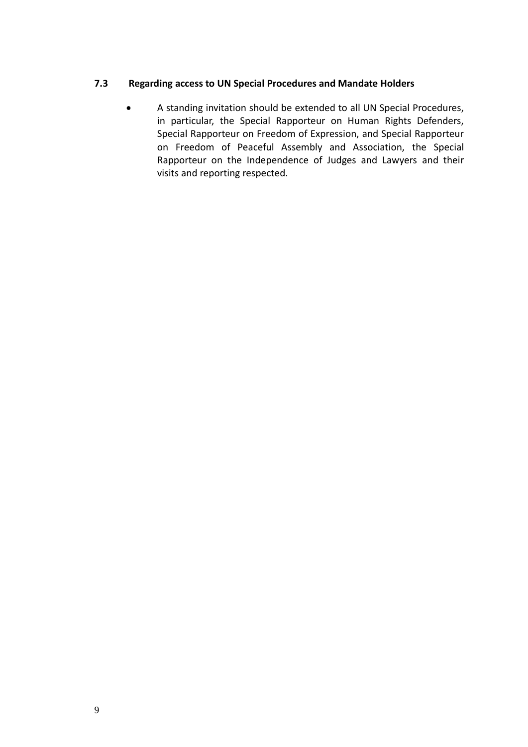### 7.3 Regarding access to UN Special Procedures and Mandate Holders

- A standing invitation should be extended to all UN Special Procedures, in particular, the Special Rapporteur on Human Rights Defenders, Special Rapporteur on Freedom of Expression, and Special Rapporteur on Freedom of Peaceful Assembly and Association, the Special Rapporteur on the Independence of Judges and Lawyers and their visits and reporting respected.